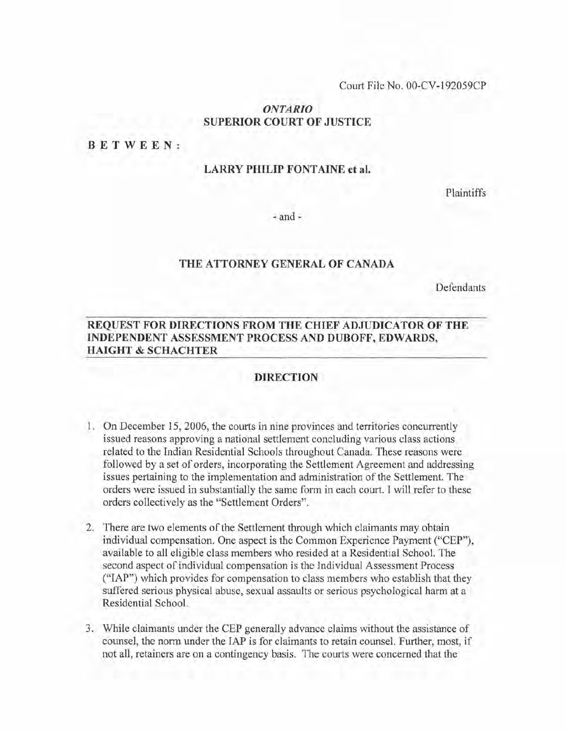Court File No. 00-CV-192059CP

*ONTARIO*
**SUPERIOR COURT OF JUSTICE**

**BETWEEN:**

**LARRY PHILIP FONTAINE et al.**

Plaintiffs

- and -

**THE ATTORNEY GENERAL OF CANADA**

Defendants

---

**REQUEST FOR DIRECTIONS FROM THE CHIEF ADJUDICATOR OF THE INDEPENDENT ASSESSMENT PROCESS AND DUBOFF, EDWARDS, HAIGHT & SCHACHTER**

---

**DIRECTION**

1. On December 15, 2006, the courts in nine provinces and territories concurrently issued reasons approving a national settlement concluding various class actions related to the Indian Residential Schools throughout Canada. These reasons were followed by a set of orders, incorporating the Settlement Agreement and addressing issues pertaining to the implementation and administration of the Settlement. The orders were issued in substantially the same form in each court. I will refer to these orders collectively as the "Settlement Orders".

2. There are two elements of the Settlement through which claimants may obtain individual compensation. One aspect is the Common Experience Payment ("CEP"), available to all eligible class members who resided at a Residential School. The second aspect of individual compensation is the Individual Assessment Process ("IAP") which provides for compensation to class members who establish that they suffered serious physical abuse, sexual assaults or serious psychological harm at a Residential School.

3. While claimants under the CEP generally advance claims without the assistance of counsel, the norm under the IAP is for claimants to retain counsel. Further, most, if not all, retainers are on a contingency basis. The courts were concerned that the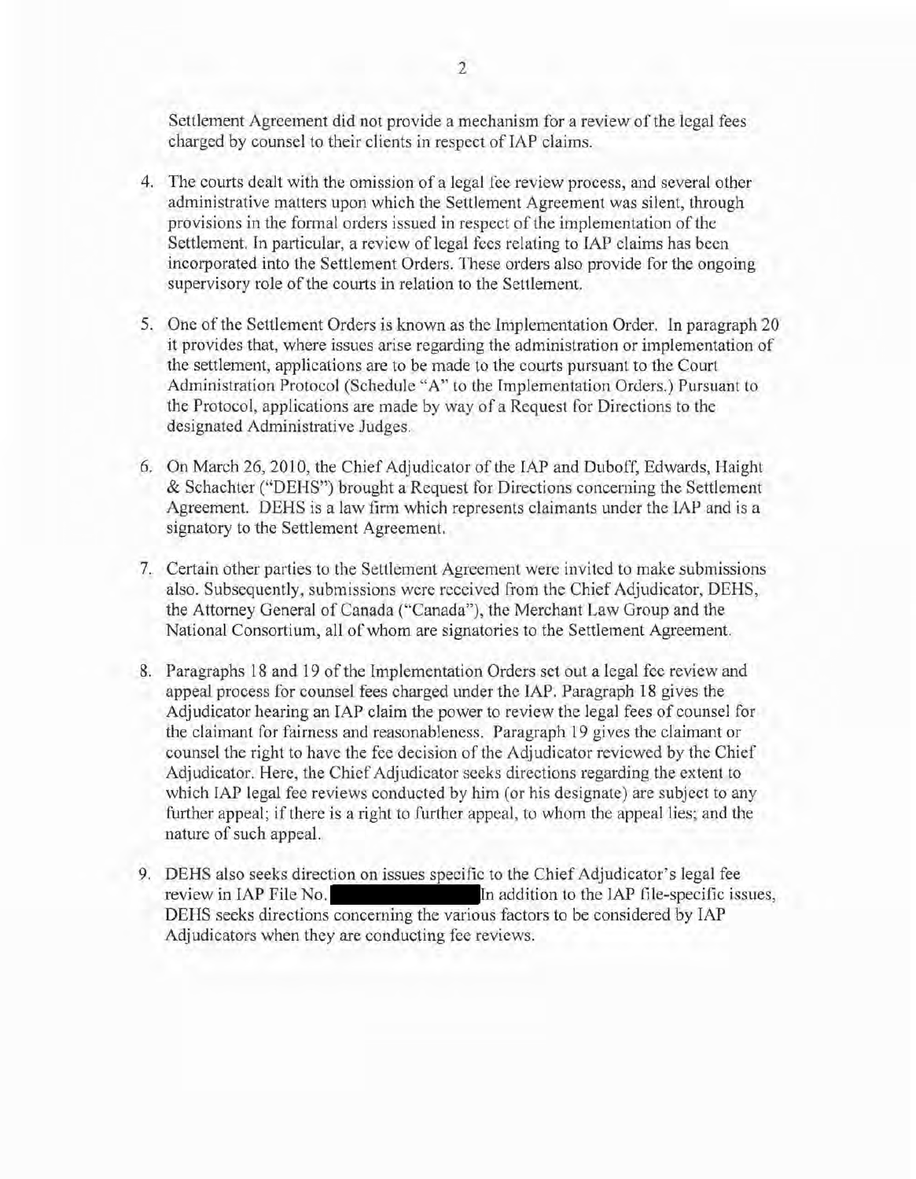Settlement Agreement did not provide a mechanism for a review of the legal fees charged by counsel to their clients in respect of IAP claims.

4. The courts dealt with the omission of a legal fee review process, and several other administrative matters upon which the Settlement Agreement was silent, through provisions in the formal orders issued in respect of the implementation of the Settlement. In particular, a review of legal fees relating to IAP claims has been incorporated into the Settlement Orders. These orders also provide for the ongoing supervisory role of the courts in relation to the Settlement.

5. One of the Settlement Orders is known as the Implementation Order. In paragraph 20 it provides that, where issues arise regarding the administration or implementation of the settlement, applications are to be made to the courts pursuant to the Court Administration Protocol (Schedule "A" to the Implementation Orders.) Pursuant to the Protocol, applications are made by way of a Request for Directions to the designated Administrative Judges.

6. On March 26, 2010, the Chief Adjudicator of the IAP and Duboff, Edwards, Haight & Schachter ("DEHS") brought a Request for Directions concerning the Settlement Agreement. DEHS is a law firm which represents claimants under the IAP and is a signatory to the Settlement Agreement.

7. Certain other parties to the Settlement Agreement were invited to make submissions also. Subsequently, submissions were received from the Chief Adjudicator, DEHS, the Attorney General of Canada ("Canada"), the Merchant Law Group and the National Consortium, all of whom are signatories to the Settlement Agreement.

8. Paragraphs 18 and 19 of the Implementation Orders set out a legal fee review and appeal process for counsel fees charged under the IAP. Paragraph 18 gives the Adjudicator hearing an IAP claim the power to review the legal fees of counsel for the claimant for fairness and reasonableness. Paragraph 19 gives the claimant or counsel the right to have the fee decision of the Adjudicator reviewed by the Chief Adjudicator. Here, the Chief Adjudicator seeks directions regarding the extent to which IAP legal fee reviews conducted by him (or his designate) are subject to any further appeal; if there is a right to further appeal, to whom the appeal lies; and the nature of such appeal.

9. DEHS also seeks direction on issues specific to the Chief Adjudicator's legal fee review in IAP File No. [REDACTED] In addition to the IAP file-specific issues, DEHS seeks directions concerning the various factors to be considered by IAP Adjudicators when they are conducting fee reviews.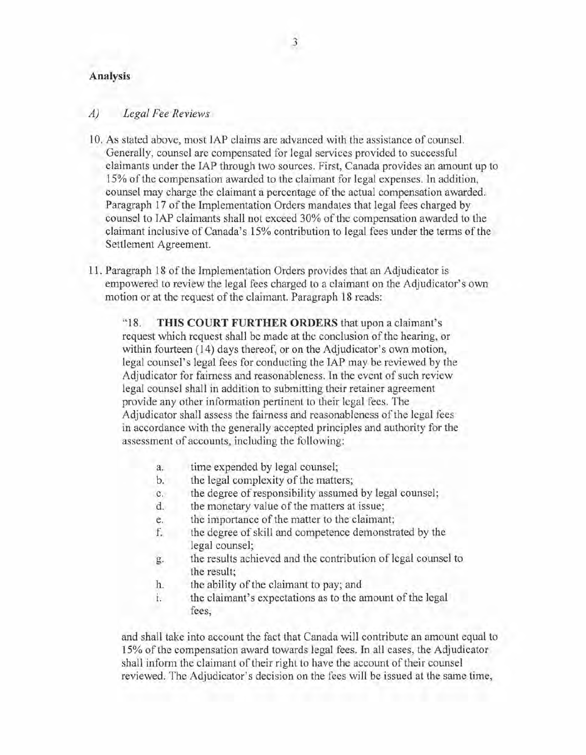## Analysis

### *A) Legal Fee Reviews*

10. As stated above, most IAP claims are advanced with the assistance of counsel. Generally, counsel are compensated for legal services provided to successful claimants under the IAP through two sources. First, Canada provides an amount up to 15% of the compensation awarded to the claimant for legal expenses. In addition, counsel may charge the claimant a percentage of the actual compensation awarded. Paragraph 17 of the Implementation Orders mandates that legal fees charged by counsel to IAP claimants shall not exceed 30% of the compensation awarded to the claimant inclusive of Canada's 15% contribution to legal fees under the terms of the Settlement Agreement.

11. Paragraph 18 of the Implementation Orders provides that an Adjudicator is empowered to review the legal fees charged to a claimant on the Adjudicator's own motion or at the request of the claimant. Paragraph 18 reads:

> "18. **THIS COURT FURTHER ORDERS** that upon a claimant's request which request shall be made at the conclusion of the hearing, or within fourteen (14) days thereof, or on the Adjudicator's own motion, legal counsel's legal fees for conducting the IAP may be reviewed by the Adjudicator for fairness and reasonableness. In the event of such review legal counsel shall in addition to submitting their retainer agreement provide any other information pertinent to their legal fees. The Adjudicator shall assess the fairness and reasonableness of the legal fees in accordance with the generally accepted principles and authority for the assessment of accounts, including the following:
>
> a. time expended by legal counsel;
> b. the legal complexity of the matters;
> c. the degree of responsibility assumed by legal counsel;
> d. the monetary value of the matters at issue;
> e. the importance of the matter to the claimant;
> f. the degree of skill and competence demonstrated by the legal counsel;
> g. the results achieved and the contribution of legal counsel to the result;
> h. the ability of the claimant to pay; and
> i. the claimant's expectations as to the amount of the legal fees,
>
> and shall take into account the fact that Canada will contribute an amount equal to 15% of the compensation award towards legal fees. In all cases, the Adjudicator shall inform the claimant of their right to have the account of their counsel reviewed. The Adjudicator's decision on the fees will be issued at the same time,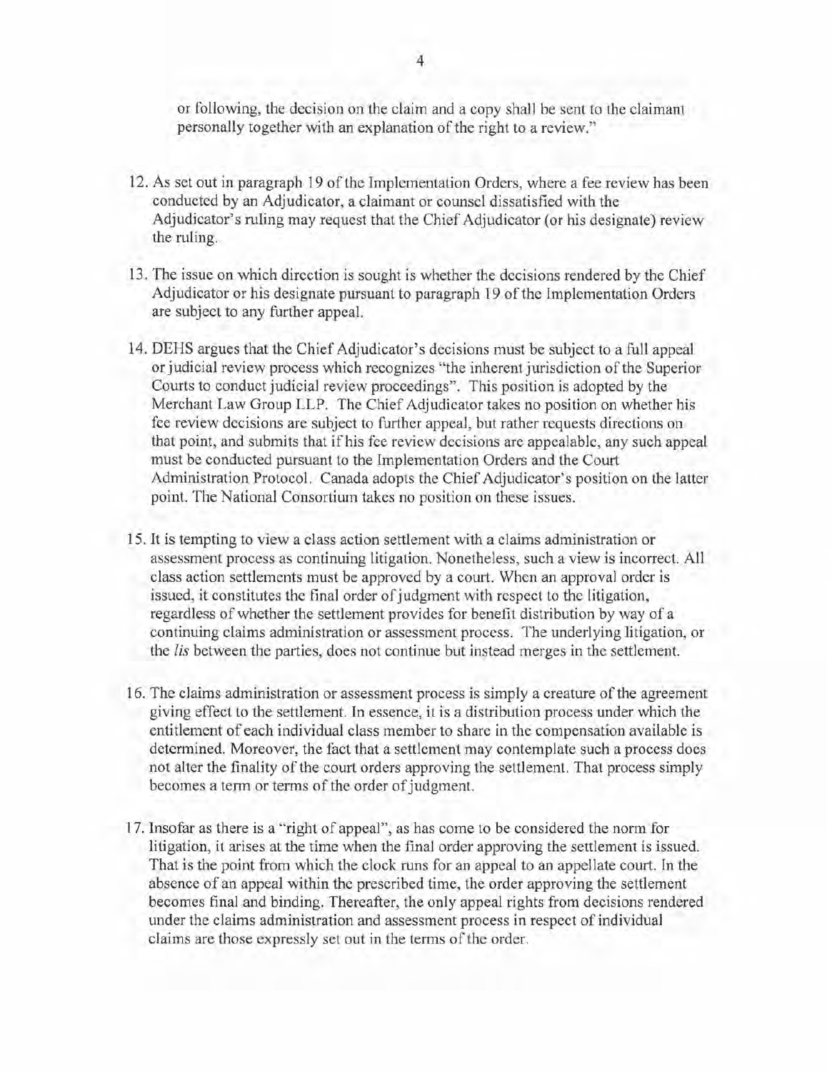or following, the decision on the claim and a copy shall be sent to the claimant personally together with an explanation of the right to a review."

12. As set out in paragraph 19 of the Implementation Orders, where a fee review has been conducted by an Adjudicator, a claimant or counsel dissatisfied with the Adjudicator's ruling may request that the Chief Adjudicator (or his designate) review the ruling.

13. The issue on which direction is sought is whether the decisions rendered by the Chief Adjudicator or his designate pursuant to paragraph 19 of the Implementation Orders are subject to any further appeal.

14. DEHS argues that the Chief Adjudicator's decisions must be subject to a full appeal or judicial review process which recognizes "the inherent jurisdiction of the Superior Courts to conduct judicial review proceedings". This position is adopted by the Merchant Law Group LLP. The Chief Adjudicator takes no position on whether his fee review decisions are subject to further appeal, but rather requests directions on that point, and submits that if his fee review decisions are appealable, any such appeal must be conducted pursuant to the Implementation Orders and the Court Administration Protocol. Canada adopts the Chief Adjudicator's position on the latter point. The National Consortium takes no position on these issues.

15. It is tempting to view a class action settlement with a claims administration or assessment process as continuing litigation. Nonetheless, such a view is incorrect. All class action settlements must be approved by a court. When an approval order is issued, it constitutes the final order of judgment with respect to the litigation, regardless of whether the settlement provides for benefit distribution by way of a continuing claims administration or assessment process. The underlying litigation, or the *lis* between the parties, does not continue but instead merges in the settlement.

16. The claims administration or assessment process is simply a creature of the agreement giving effect to the settlement. In essence, it is a distribution process under which the entitlement of each individual class member to share in the compensation available is determined. Moreover, the fact that a settlement may contemplate such a process does not alter the finality of the court orders approving the settlement. That process simply becomes a term or terms of the order of judgment.

17. Insofar as there is a "right of appeal", as has come to be considered the norm for litigation, it arises at the time when the final order approving the settlement is issued. That is the point from which the clock runs for an appeal to an appellate court. In the absence of an appeal within the prescribed time, the order approving the settlement becomes final and binding. Thereafter, the only appeal rights from decisions rendered under the claims administration and assessment process in respect of individual claims are those expressly set out in the terms of the order.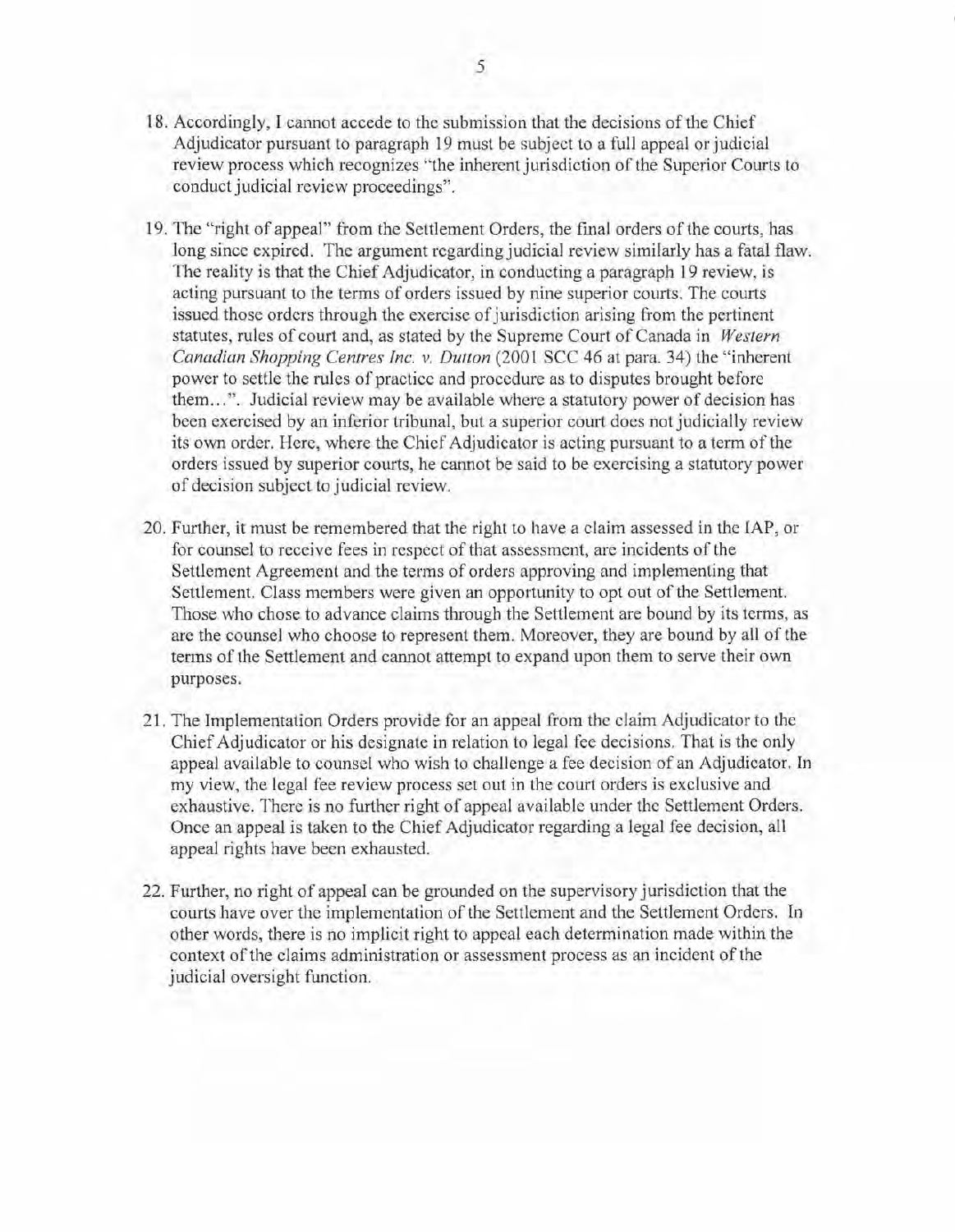18. Accordingly, I cannot accede to the submission that the decisions of the Chief Adjudicator pursuant to paragraph 19 must be subject to a full appeal or judicial review process which recognizes "the inherent jurisdiction of the Superior Courts to conduct judicial review proceedings".

19. The "right of appeal" from the Settlement Orders, the final orders of the courts, has long since expired. The argument regarding judicial review similarly has a fatal flaw. The reality is that the Chief Adjudicator, in conducting a paragraph 19 review, is acting pursuant to the terms of orders issued by nine superior courts. The courts issued those orders through the exercise of jurisdiction arising from the pertinent statutes, rules of court and, as stated by the Supreme Court of Canada in *Western Canadian Shopping Centres Inc. v. Dutton* (2001 SCC 46 at para. 34) the "inherent power to settle the rules of practice and procedure as to disputes brought before them…". Judicial review may be available where a statutory power of decision has been exercised by an inferior tribunal, but a superior court does not judicially review its own order. Here, where the Chief Adjudicator is acting pursuant to a term of the orders issued by superior courts, he cannot be said to be exercising a statutory power of decision subject to judicial review.

20. Further, it must be remembered that the right to have a claim assessed in the IAP, or for counsel to receive fees in respect of that assessment, are incidents of the Settlement Agreement and the terms of orders approving and implementing that Settlement. Class members were given an opportunity to opt out of the Settlement. Those who chose to advance claims through the Settlement are bound by its terms, as are the counsel who choose to represent them. Moreover, they are bound by all of the terms of the Settlement and cannot attempt to expand upon them to serve their own purposes.

21. The Implementation Orders provide for an appeal from the claim Adjudicator to the Chief Adjudicator or his designate in relation to legal fee decisions. That is the only appeal available to counsel who wish to challenge a fee decision of an Adjudicator. In my view, the legal fee review process set out in the court orders is exclusive and exhaustive. There is no further right of appeal available under the Settlement Orders. Once an appeal is taken to the Chief Adjudicator regarding a legal fee decision, all appeal rights have been exhausted.

22. Further, no right of appeal can be grounded on the supervisory jurisdiction that the courts have over the implementation of the Settlement and the Settlement Orders. In other words, there is no implicit right to appeal each determination made within the context of the claims administration or assessment process as an incident of the judicial oversight function.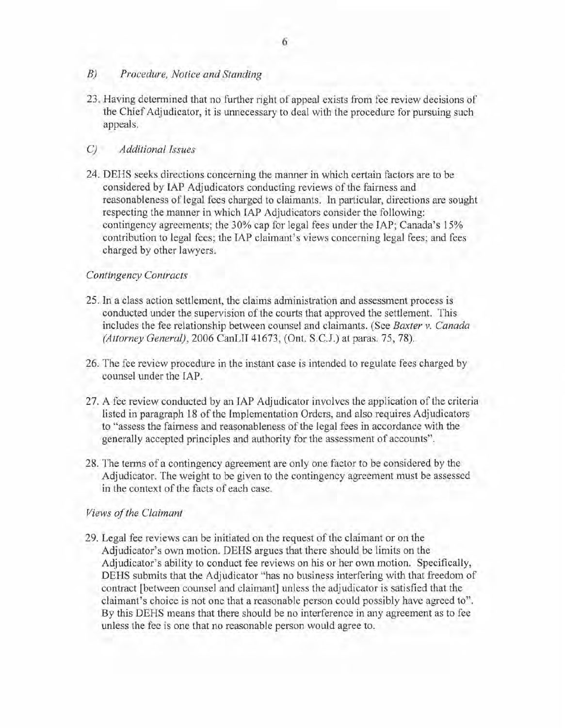### B) *Procedure, Notice and Standing*

23. Having determined that no further right of appeal exists from fee review decisions of the Chief Adjudicator, it is unnecessary to deal with the procedure for pursuing such appeals.

### C) *Additional Issues*

24. DEHS seeks directions concerning the manner in which certain factors are to be considered by IAP Adjudicators conducting reviews of the fairness and reasonableness of legal fees charged to claimants. In particular, directions are sought respecting the manner in which IAP Adjudicators consider the following: contingency agreements; the 30% cap for legal fees under the IAP; Canada's 15% contribution to legal fees; the IAP claimant's views concerning legal fees; and fees charged by other lawyers.

*Contingency Contracts*

25. In a class action settlement, the claims administration and assessment process is conducted under the supervision of the courts that approved the settlement. This includes the fee relationship between counsel and claimants. (See *Baxter v. Canada (Attorney General)*, 2006 CanLII 41673, (Ont. S.C.J.) at paras. 75, 78).

26. The fee review procedure in the instant case is intended to regulate fees charged by counsel under the IAP.

27. A fee review conducted by an IAP Adjudicator involves the application of the criteria listed in paragraph 18 of the Implementation Orders, and also requires Adjudicators to "assess the fairness and reasonableness of the legal fees in accordance with the generally accepted principles and authority for the assessment of accounts".

28. The terms of a contingency agreement are only one factor to be considered by the Adjudicator. The weight to be given to the contingency agreement must be assessed in the context of the facts of each case.

*Views of the Claimant*

29. Legal fee reviews can be initiated on the request of the claimant or on the Adjudicator's own motion. DEHS argues that there should be limits on the Adjudicator's ability to conduct fee reviews on his or her own motion. Specifically, DEHS submits that the Adjudicator "has no business interfering with that freedom of contract [between counsel and claimant] unless the adjudicator is satisfied that the claimant's choice is not one that a reasonable person could possibly have agreed to". By this DEHS means that there should be no interference in any agreement as to fee unless the fee is one that no reasonable person would agree to.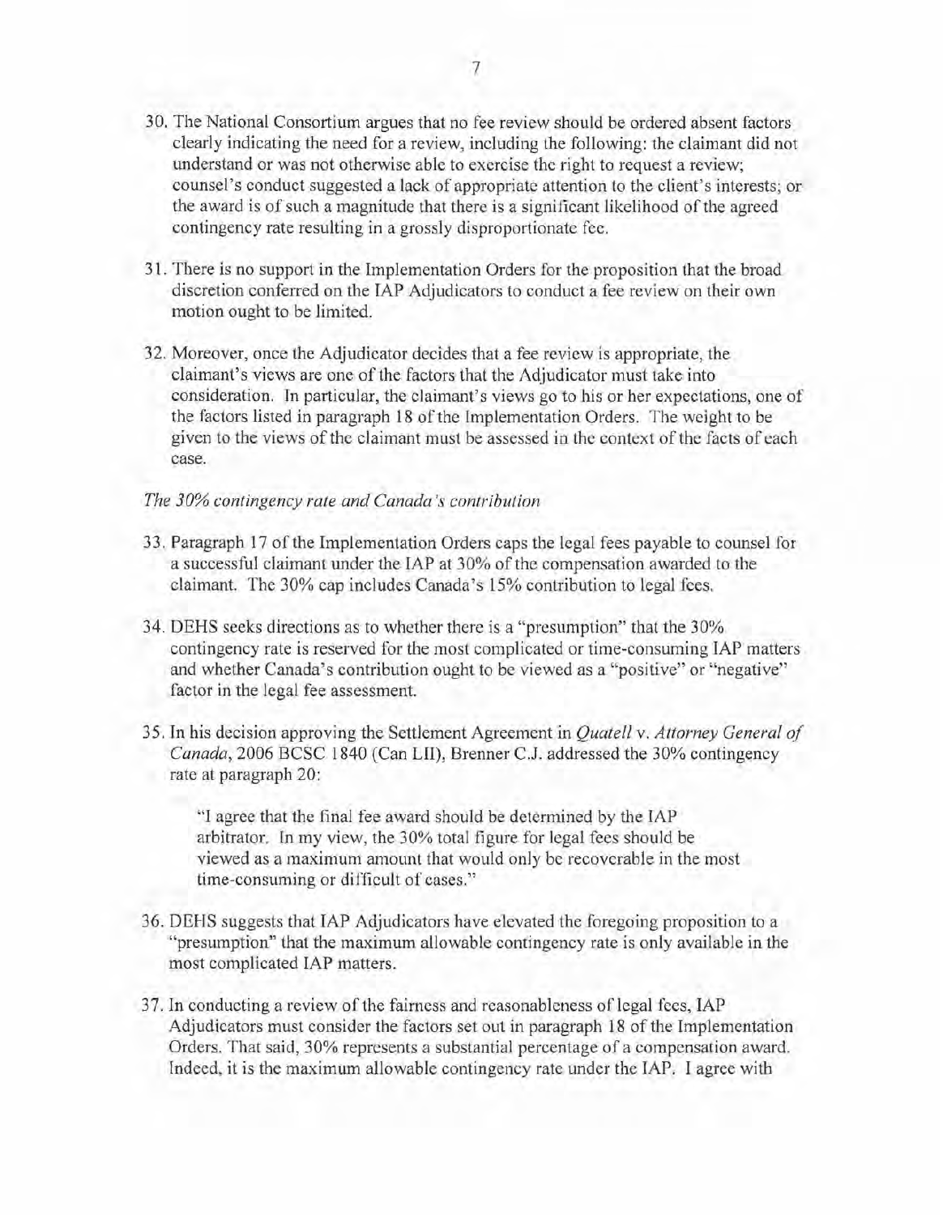30. The National Consortium argues that no fee review should be ordered absent factors clearly indicating the need for a review, including the following: the claimant did not understand or was not otherwise able to exercise the right to request a review; counsel's conduct suggested a lack of appropriate attention to the client's interests; or the award is of such a magnitude that there is a significant likelihood of the agreed contingency rate resulting in a grossly disproportionate fee.

31. There is no support in the Implementation Orders for the proposition that the broad discretion conferred on the IAP Adjudicators to conduct a fee review on their own motion ought to be limited.

32. Moreover, once the Adjudicator decides that a fee review is appropriate, the claimant's views are one of the factors that the Adjudicator must take into consideration. In particular, the claimant's views go to his or her expectations, one of the factors listed in paragraph 18 of the Implementation Orders. The weight to be given to the views of the claimant must be assessed in the context of the facts of each case.

*The 30% contingency rate and Canada's contribution*

33. Paragraph 17 of the Implementation Orders caps the legal fees payable to counsel for a successful claimant under the IAP at 30% of the compensation awarded to the claimant. The 30% cap includes Canada's 15% contribution to legal fees.

34. DEHS seeks directions as to whether there is a "presumption" that the 30% contingency rate is reserved for the most complicated or time-consuming IAP matters and whether Canada's contribution ought to be viewed as a "positive" or "negative" factor in the legal fee assessment.

35. In his decision approving the Settlement Agreement in *Quatell* v. *Attorney General of Canada*, 2006 BCSC 1840 (Can LII), Brenner C.J. addressed the 30% contingency rate at paragraph 20:

> "I agree that the final fee award should be determined by the IAP arbitrator. In my view, the 30% total figure for legal fees should be viewed as a maximum amount that would only be recoverable in the most time-consuming or difficult of cases."

36. DEHS suggests that IAP Adjudicators have elevated the foregoing proposition to a "presumption" that the maximum allowable contingency rate is only available in the most complicated IAP matters.

37. In conducting a review of the fairness and reasonableness of legal fees, IAP Adjudicators must consider the factors set out in paragraph 18 of the Implementation Orders. That said, 30% represents a substantial percentage of a compensation award. Indeed, it is the maximum allowable contingency rate under the IAP. I agree with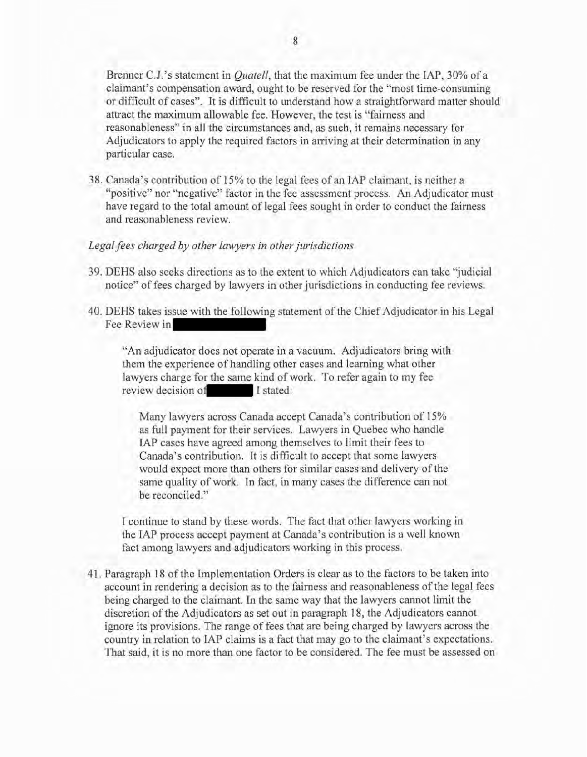Brenner C.J.'s statement in *Quatell*, that the maximum fee under the IAP, 30% of a claimant's compensation award, ought to be reserved for the "most time-consuming or difficult of cases". It is difficult to understand how a straightforward matter should attract the maximum allowable fee. However, the test is "fairness and reasonableness" in all the circumstances and, as such, it remains necessary for Adjudicators to apply the required factors in arriving at their determination in any particular case.

38. Canada's contribution of 15% to the legal fees of an IAP claimant, is neither a "positive" nor "negative" factor in the fee assessment process. An Adjudicator must have regard to the total amount of legal fees sought in order to conduct the fairness and reasonableness review.

*Legal fees charged by other lawyers in other jurisdictions*

39. DEHS also seeks directions as to the extent to which Adjudicators can take "judicial notice" of fees charged by lawyers in other jurisdictions in conducting fee reviews.

40. DEHS takes issue with the following statement of the Chief Adjudicator in his Legal Fee Review in [REDACTED]

> "An adjudicator does not operate in a vacuum. Adjudicators bring with them the experience of handling other cases and learning what other lawyers charge for the same kind of work. To refer again to my fee review decision of [REDACTED] I stated:
>
> > Many lawyers across Canada accept Canada's contribution of 15% as full payment for their services. Lawyers in Quebec who handle IAP cases have agreed among themselves to limit their fees to Canada's contribution. It is difficult to accept that some lawyers would expect more than others for similar cases and delivery of the same quality of work. In fact, in many cases the difference can not be reconciled."
>
> I continue to stand by these words. The fact that other lawyers working in the IAP process accept payment at Canada's contribution is a well known fact among lawyers and adjudicators working in this process.

41. Paragraph 18 of the Implementation Orders is clear as to the factors to be taken into account in rendering a decision as to the fairness and reasonableness of the legal fees being charged to the claimant. In the same way that the lawyers cannot limit the discretion of the Adjudicators as set out in paragraph 18, the Adjudicators cannot ignore its provisions. The range of fees that are being charged by lawyers across the country in relation to IAP claims is a fact that may go to the claimant's expectations. That said, it is no more than one factor to be considered. The fee must be assessed on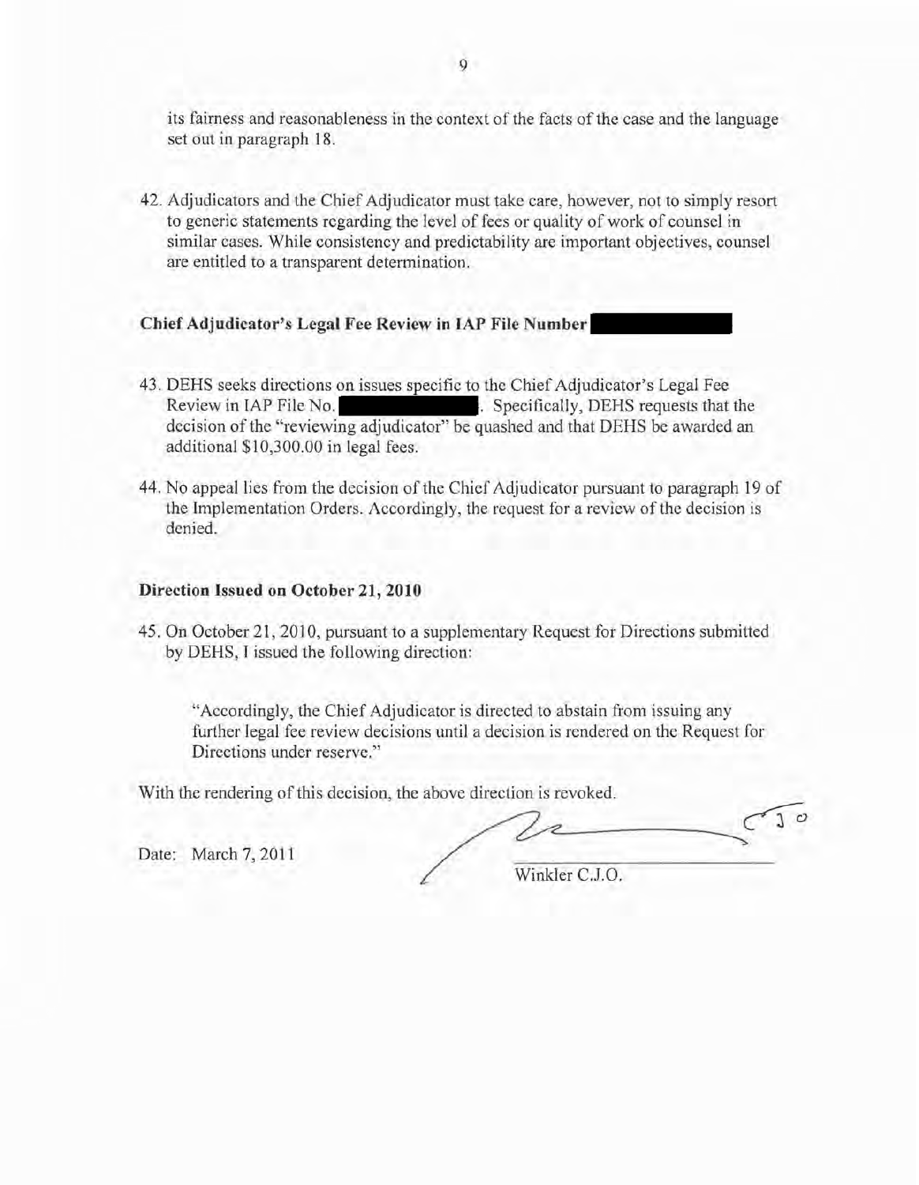its fairness and reasonableness in the context of the facts of the case and the language set out in paragraph 18.

42. Adjudicators and the Chief Adjudicator must take care, however, not to simply resort to generic statements regarding the level of fees or quality of work of counsel in similar cases. While consistency and predictability are important objectives, counsel are entitled to a transparent determination.

**Chief Adjudicator's Legal Fee Review in IAP File Number ██████████**

43. DEHS seeks directions on issues specific to the Chief Adjudicator's Legal Fee Review in IAP File No. ██████████. Specifically, DEHS requests that the decision of the "reviewing adjudicator" be quashed and that DEHS be awarded an additional $10,300.00 in legal fees.

44. No appeal lies from the decision of the Chief Adjudicator pursuant to paragraph 19 of the Implementation Orders. Accordingly, the request for a review of the decision is denied.

**Direction Issued on October 21, 2010**

45. On October 21, 2010, pursuant to a supplementary Request for Directions submitted by DEHS, I issued the following direction:

> "Accordingly, the Chief Adjudicator is directed to abstain from issuing any further legal fee review decisions until a decision is rendered on the Request for Directions under reserve."

With the rendering of this decision, the above direction is revoked.

Date: March 7, 2011

Winkler C.J.O.